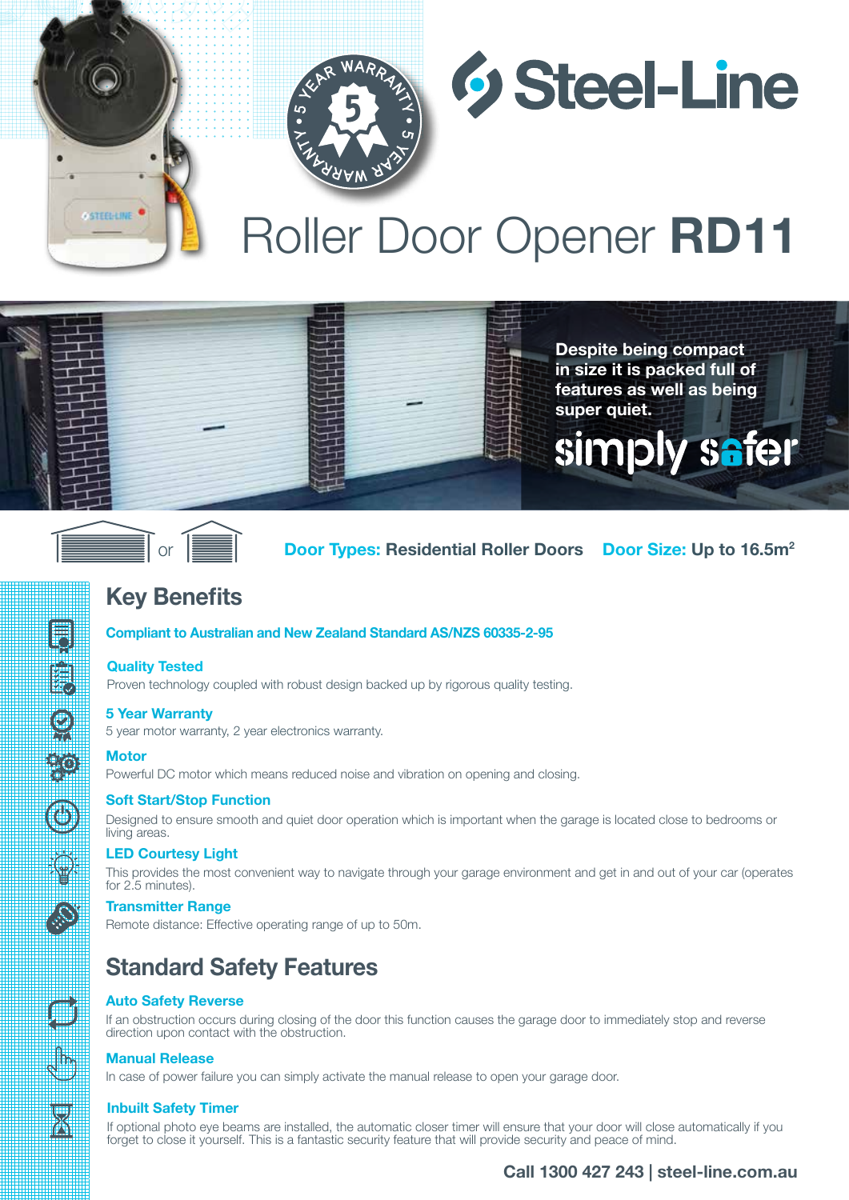# Steel-Line

5 YEAR WARRANTY

# Roller Door Opener **RD11**

**Despite being compact in size it is packed full of features as well as being super quiet.**

simply safer

or

**Door Types:** Residential Roller Doors **Door Size:** Up to 16.5m$^2$

## Key Benefits

**Compliant to Australian and New Zealand Standard AS/NZS 60335-2-95**

**Quality Tested**
Proven technology coupled with robust design backed up by rigorous quality testing.

**5 Year Warranty**
5 year motor warranty, 2 year electronics warranty.

**Motor**
Powerful DC motor which means reduced noise and vibration on opening and closing.

**Soft Start/Stop Function**
Designed to ensure smooth and quiet door operation which is important when the garage is located close to bedrooms or living areas.

**LED Courtesy Light**
This provides the most convenient way to navigate through your garage environment and get in and out of your car (operates for 2.5 minutes).

**Transmitter Range**
Remote distance: Effective operating range of up to 50m.

## Standard Safety Features

**Auto Safety Reverse**
If an obstruction occurs during closing of the door this function causes the garage door to immediately stop and reverse direction upon contact with the obstruction.

**Manual Release**
In case of power failure you can simply activate the manual release to open your garage door.

**Inbuilt Safety Timer**
If optional photo eye beams are installed, the automatic closer timer will ensure that your door will close automatically if you forget to close it yourself. This is a fantastic security feature that will provide security and peace of mind.

**Call 1300 427 243 | steel-line.com.au**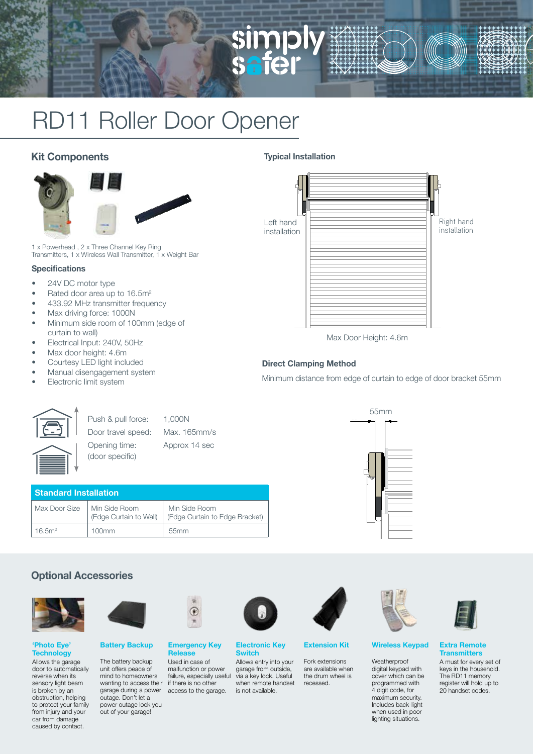# RD11 Roller Door Opener

## Kit Components

1 x Powerhead , 2 x Three Channel Key Ring Transmitters, 1 x Wireless Wall Transmitter, 1 x Weight Bar

### Specifications

- 24V DC motor type
- Rated door area up to 16.5m²
- 433.92 MHz transmitter frequency
- Max driving force: 1000N
- Minimum side room of 100mm (edge of curtain to wall)
- Electrical Input: 240V, 50Hz
- Max door height: 4.6m
- Courtesy LED light included
- Manual disengagement system
- Electronic limit system

| | |
|---|---|
| Push & pull force: | 1,000N |
| Door travel speed: | Max. 165mm/s |
| Opening time: (door specific) | Approx 14 sec |

### Typical Installation

Left hand installation

Right hand installation

Max Door Height: 4.6m

### Direct Clamping Method

Minimum distance from edge of curtain to edge of door bracket 55mm

55mm

| Standard Installation | | |
|---|---|---|
| Max Door Size | Min Side Room (Edge Curtain to Wall) | Min Side Room (Edge Curtain to Edge Bracket) |
| 16.5m² | 100mm | 55mm |

## Optional Accessories

**'Photo Eye' Technology**
Allows the garage door to automatically reverse when its sensory light beam is broken by an obstruction, helping to protect your family from injury and your car from damage caused by contact.

**Battery Backup**
The battery backup unit offers peace of mind to homeowners wanting to access their garage during a power outage. Don't let a power outage lock you out of your garage!

**Emergency Key Release**
Used in case of malfunction or power failure, especially useful if there is no other access to the garage.

**Electronic Key Switch**
Allows entry into your garage from outside, via a key lock. Useful when remote handset is not available.

**Extension Kit**
Fork extensions are available when the drum wheel is recessed.

**Wireless Keypad**
Weatherproof digital keypad with cover which can be programmed with 4 digit code, for maximum security. Includes back-light when used in poor lighting situations.

**Extra Remote Transmitters**
A must for every set of keys in the household. The RD11 memory register will hold up to 20 handset codes.